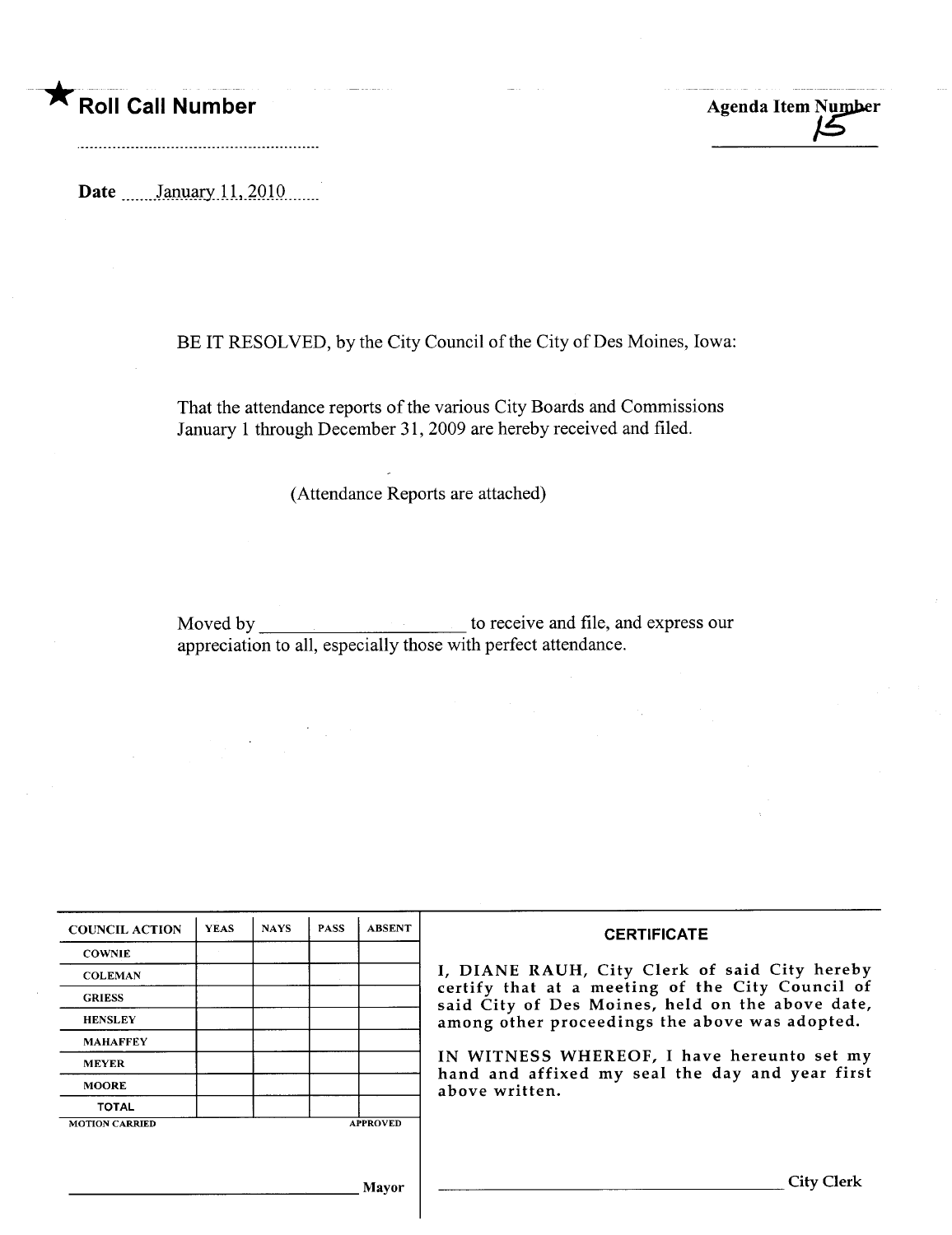★ **Roll Call Number**

**Agenda Item Number**
15

**Date** January 11, 2010

BE IT RESOLVED, by the City Council of the City of Des Moines, Iowa:

That the attendance reports of the various City Boards and Commissions January 1 through December 31, 2009 are hereby received and filed.

(Attendance Reports are attached)

Moved by ______________________ to receive and file, and express our appreciation to all, especially those with perfect attendance.

| COUNCIL ACTION | YEAS | NAYS | PASS | ABSENT |
|---|---|---|---|---|
| COWNIE | | | | |
| COLEMAN | | | | |
| GRIESS | | | | |
| HENSLEY | | | | |
| MAHAFFEY | | | | |
| MEYER | | | | |
| MOORE | | | | |
| TOTAL | | | | |

MOTION CARRIED APPROVED

______________________ Mayor

**CERTIFICATE**

I, DIANE RAUH, City Clerk of said City hereby certify that at a meeting of the City Council of said City of Des Moines, held on the above date, among other proceedings the above was adopted.

IN WITNESS WHEREOF, I have hereunto set my hand and affixed my seal the day and year first above written.

______________________ City Clerk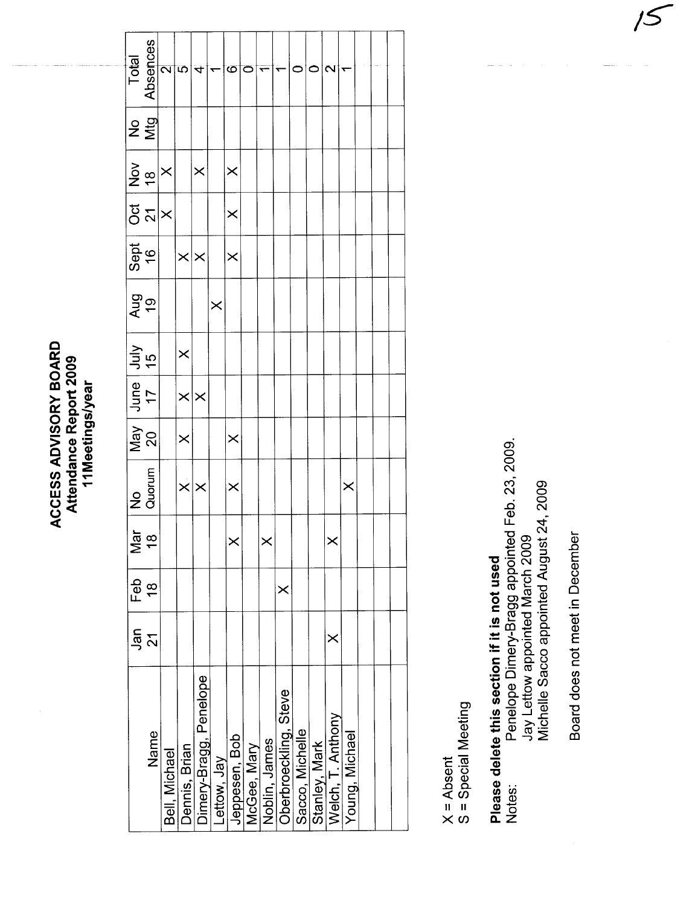# ACCESS ADVISORY BOARD
## Attendance Report 2009
### 11Meetings/year

| Name | Jan 21 | Feb 18 | Mar 18 | No Quorum | May 20 | June 17 | July 15 | Aug 19 | Sept 16 | Oct 21 | Nov 18 | No Mtg | Total Absences |
|---|---|---|---|---|---|---|---|---|---|---|---|---|---|
| Bell, Michael | | | | | | | | | | X | X | | 2 |
| Dennis, Brian | | | | X | X | X | X | | X | | | | 5 |
| Dimery-Bragg, Penelope | | | | X | | X | | | X | | X | | 4 |
| Lettow, Jay | | | | | | | | X | | | | | 1 |
| Jeppesen, Bob | | | X | X | X | | | | X | X | X | | 6 |
| McGee, Mary | | | | | | | | | | | | | 0 |
| Noblin, James | | | X | | | | | | | | | | 1 |
| Oberbroeckling, Steve | | X | | | | | | | | | | | 1 |
| Sacco, Michelle | | | | | | | | | | | | | 0 |
| Stanley, Mark | | | | | | | | | | | | | 0 |
| Welch, T. Anthony | X | | X | | | | | | | | | | 2 |
| Young, Michael | | | | X | | | | | | | | | 1 |
| | | | | | | | | | | | | | |
| | | | | | | | | | | | | | |
| | | | | | | | | | | | | | |

X = Absent
S = Special Meeting

**Please delete this section if it is not used**

Notes:
Penelope Dimery-Bragg appointed Feb. 23, 2009.
Jay Lettow appointed March 2009
Michelle Sacco appointed August 24, 2009

Board does not meet in December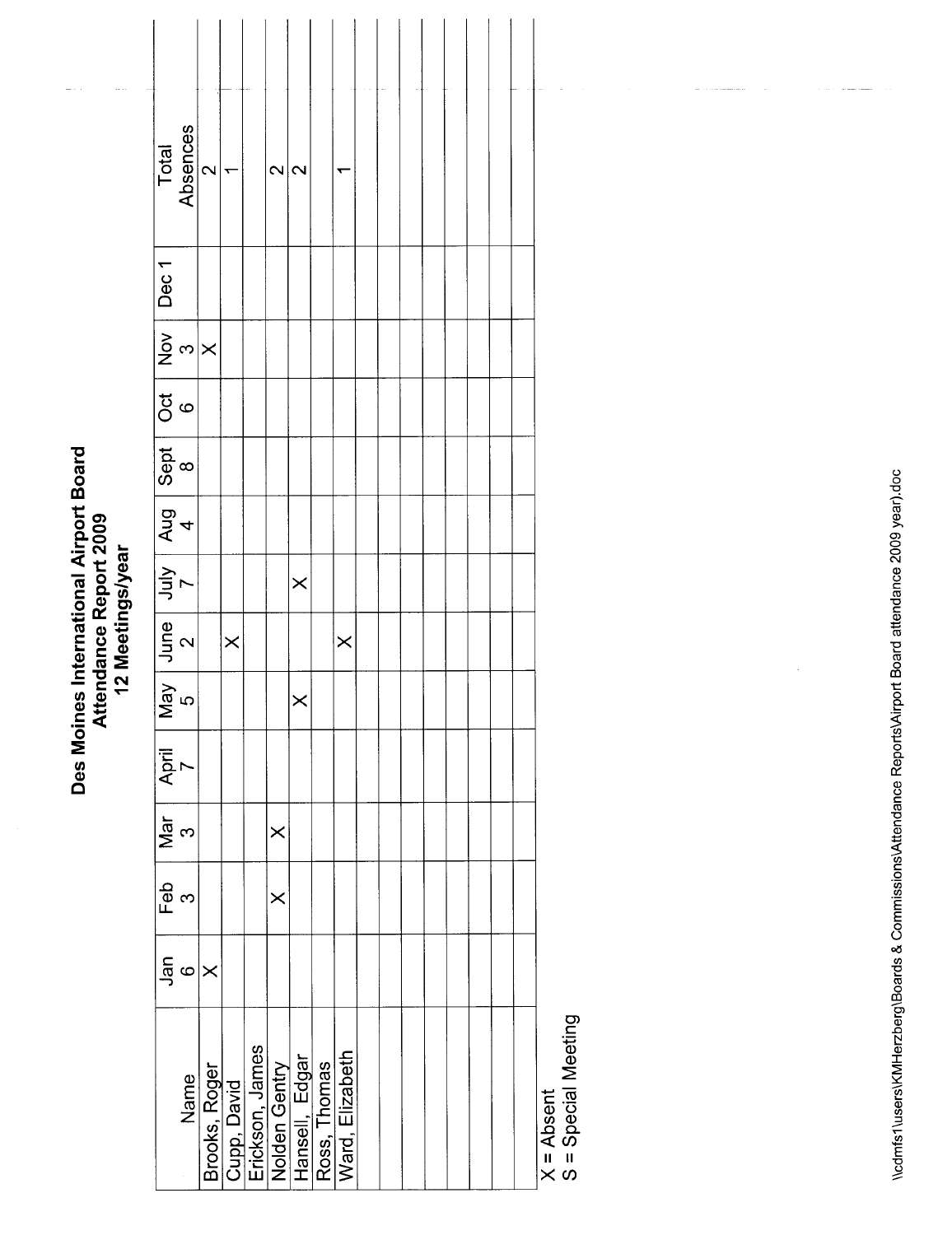# Des Moines International Airport Board
## Attendance Report 2009
### 12 Meetings/year

| Name | Jan 6 | Feb 3 | Mar 3 | April 7 | May 5 | June 2 | July 7 | Aug 4 | Sept 8 | Oct 6 | Nov 3 | Dec 1 | Total Absences |
|---|---|---|---|---|---|---|---|---|---|---|---|---|---|
| Brooks, Roger | X | | | | | | | | | | X | | 2 |
| Cupp, David | | | | | | X | | | | | | | 1 |
| Erickson, James | | | | | | | | | | | | | |
| Nolden Gentry | | X | X | | | | | | | | | | 2 |
| Hansell, Edgar | | | | | X | | X | | | | | | 2 |
| Ross, Thomas | | | | | | | | | | | | | |
| Ward, Elizabeth | | | | | | X | | | | | | | 1 |
| | | | | | | | | | | | | | |
| | | | | | | | | | | | | | |
| | | | | | | | | | | | | | |
| | | | | | | | | | | | | | |
| | | | | | | | | | | | | | |
| | | | | | | | | | | | | | |
| | | | | | | | | | | | | | |

X = Absent
S = Special Meeting

\\cdmfs1\users\KMHerzberg\Boards & Commissions\Attendance Reports\Airport Board attendance 2009 year).doc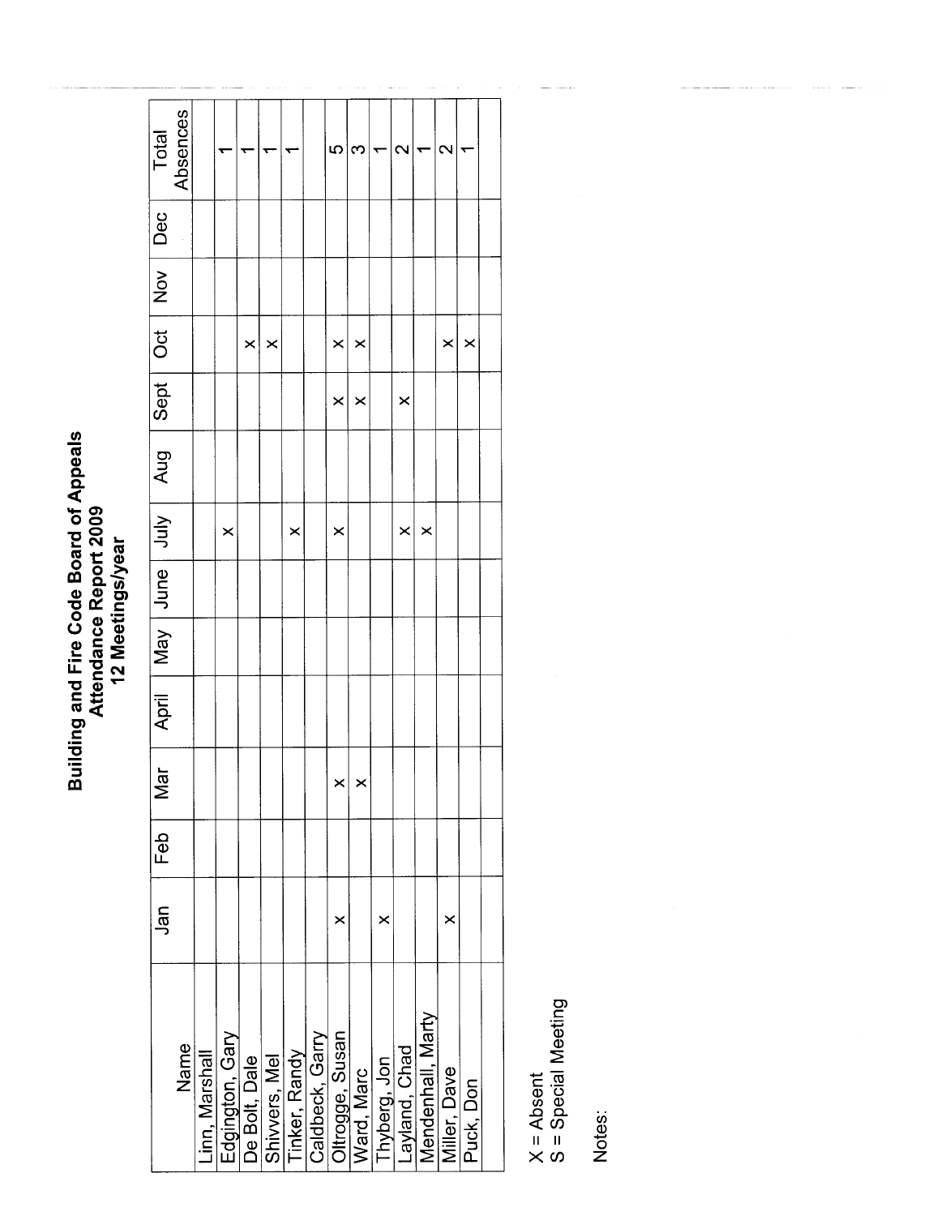# Building and Fire Code Board of Appeals
## Attendance Report 2009
### 12 Meetings/year

| Name | Jan | Feb | Mar | April | May | June | July | Aug | Sept | Oct | Nov | Dec | Total Absences |
|---|---|---|---|---|---|---|---|---|---|---|---|---|---|
| Linn, Marshall | | | | | | | | | | | | | |
| Edgington, Gary | | | | | | | x | | | | | | 1 |
| De Bolt, Dale | | | | | | | | | | x | | | 1 |
| Shivvers, Mel | | | | | | | | | | x | | | 1 |
| Tinker, Randy | | | | | | | x | | | | | | 1 |
| Caldbeck, Garry | | | | | | | | | | | | | |
| Oltrogge, Susan | x | | x | | | | x | | x | x | | | 5 |
| Ward, Marc | | | x | | | | | | x | x | | | 3 |
| Thyberg, Jon | x | | | | | | | | | | | | 1 |
| Layland, Chad | | | | | | | x | | x | | | | 2 |
| Mendenhall, Marty | | | | | | | x | | | | | | 1 |
| Miller, Dave | x | | | | | | | | | x | | | 2 |
| Puck, Don | | | | | | | | | | x | | | 1 |
| | | | | | | | | | | | | | |

X = Absent
S = Special Meeting

Notes: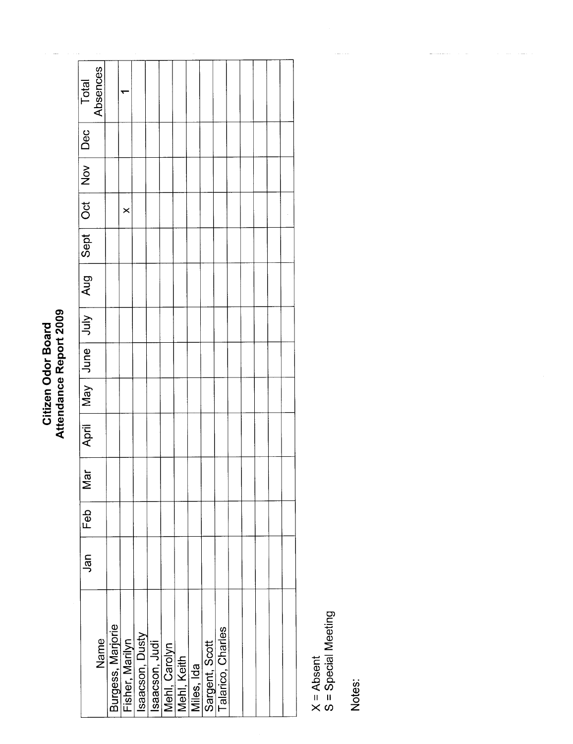# Citizen Odor Board
## Attendance Report 2009

| Name | Jan | Feb | Mar | April | May | June | July | Aug | Sept | Oct | Nov | Dec | Total Absences |
|---|---|---|---|---|---|---|---|---|---|---|---|---|---|
| Burgess, Marjorie | | | | | | | | | | | | | |
| Fisher, Marilyn | | | | | | | | | | x | | | 1 |
| Isaacson, Dusty | | | | | | | | | | | | | |
| Isaacson, Judi | | | | | | | | | | | | | |
| Mehl, Carolyn | | | | | | | | | | | | | |
| Mehl, Keith | | | | | | | | | | | | | |
| Miles, Ida | | | | | | | | | | | | | |
| Sargent, Scott | | | | | | | | | | | | | |
| Talarico, Charles | | | | | | | | | | | | | |
| | | | | | | | | | | | | | |
| | | | | | | | | | | | | | |
| | | | | | | | | | | | | | |
| | | | | | | | | | | | | | |
| | | | | | | | | | | | | | |

X = Absent
S = Special Meeting

Notes: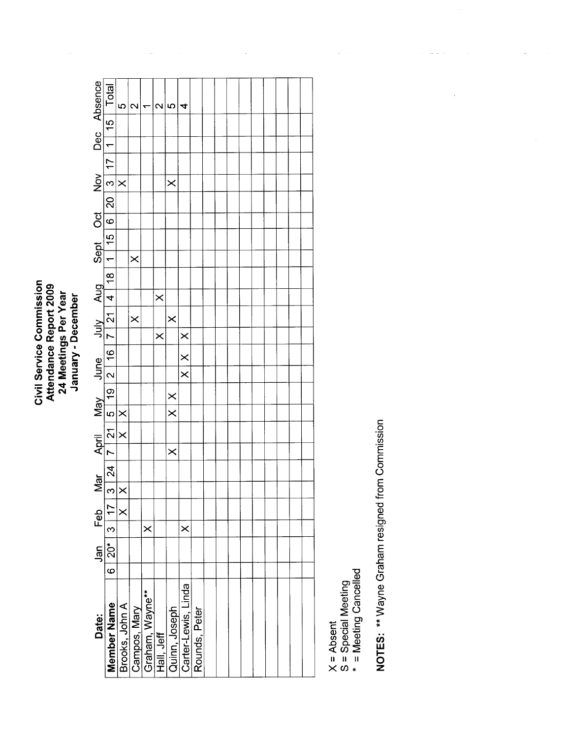# Civil Service Commission
## Attendance Report 2009
### 24 Meetings Per Year
### January - December

| Date: | Jan | | Feb | | Mar | | April | | May | | June | | July | | Aug | | Sept | | Oct | | Nov | | Dec | | Absence |
|---|---|---|---|---|---|---|---|---|---|---|---|---|---|---|---|---|---|---|---|---|---|---|---|---|---|
| **Member Name** | 6 | 20* | 3 | 17 | 3 | 24 | 7 | 21 | 5 | 19 | 2 | 16 | 7 | 21 | 4 | 18 | 1 | 15 | 6 | 20 | 3 | 17 | 1 | 15 | Total |
| Brooks, John A | | | | X | X | | | X | X | | | | | | | | | | | | X | | | | 5 |
| Campos, Mary | | | | | | | | | | | | | | X | | | X | | | | | | | | 2 |
| Graham, Wayne** | | | X | | | | | | | | | | | | | | | | | | | | | | 1 |
| Hall, Jeff | | | | | | | | | | | | | X | | X | | | | | | | | | | 2 |
| Quinn, Joseph | | | | | | | X | | X | X | | | | X | | | | | | | X | | | | 5 |
| Carter-Lewis, Linda | | | X | | | | | | | | X | X | X | | | | | | | | | | | | 4 |
| Rounds, Peter | | | | | | | | | | | | | | | | | | | | | | | | | |

X = Absent
S = Special Meeting
\* = Meeting Cancelled

**NOTES:** ** Wayne Graham resigned from Commission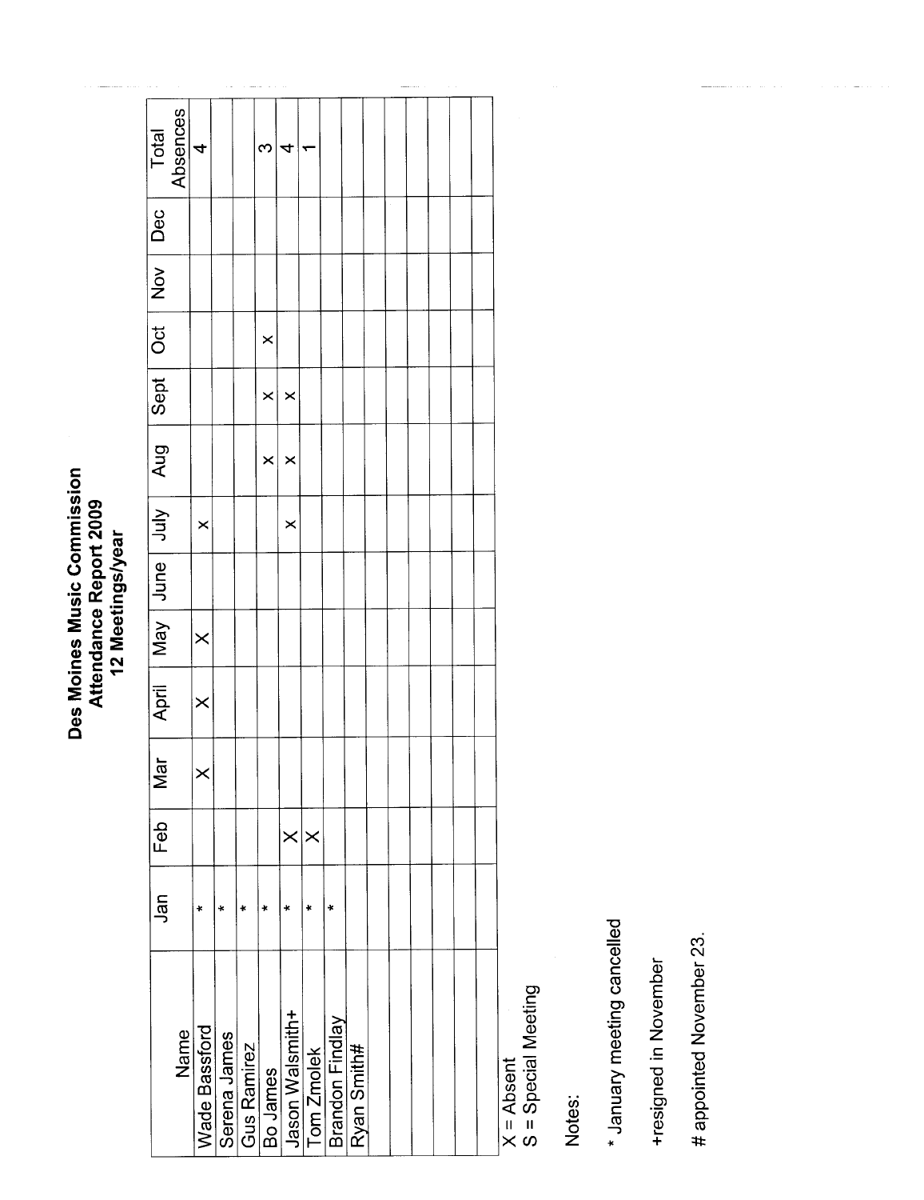# Des Moines Music Commission
## Attendance Report 2009
### 12 Meetings/year

| Name | Jan | Feb | Mar | April | May | June | July | Aug | Sept | Oct | Nov | Dec | Total Absences |
|---|---|---|---|---|---|---|---|---|---|---|---|---|---|
| Wade Bassford | * | | X | X | X | | X | | | | | | 4 |
| Serena James | * | | | | | | | | | | | | |
| Gus Ramirez | * | | | | | | | | | | | | |
| Bo James | * | | | | | | | X | X | X | | | 3 |
| Jason Walsmith+ | * | X | | | | | X | X | X | | | | 4 |
| Tom Zmolek | * | X | | | | | | | | | | | 1 |
| Brandon Findlay | * | | | | | | | | | | | | |
| Ryan Smith# | | | | | | | | | | | | | |
| | | | | | | | | | | | | | |
| | | | | | | | | | | | | | |
| | | | | | | | | | | | | | |
| | | | | | | | | | | | | | |
| | | | | | | | | | | | | | |
| | | | | | | | | | | | | | |

X = Absent
S = Special Meeting

Notes:

* January meeting cancelled

+resigned in November

# appointed November 23.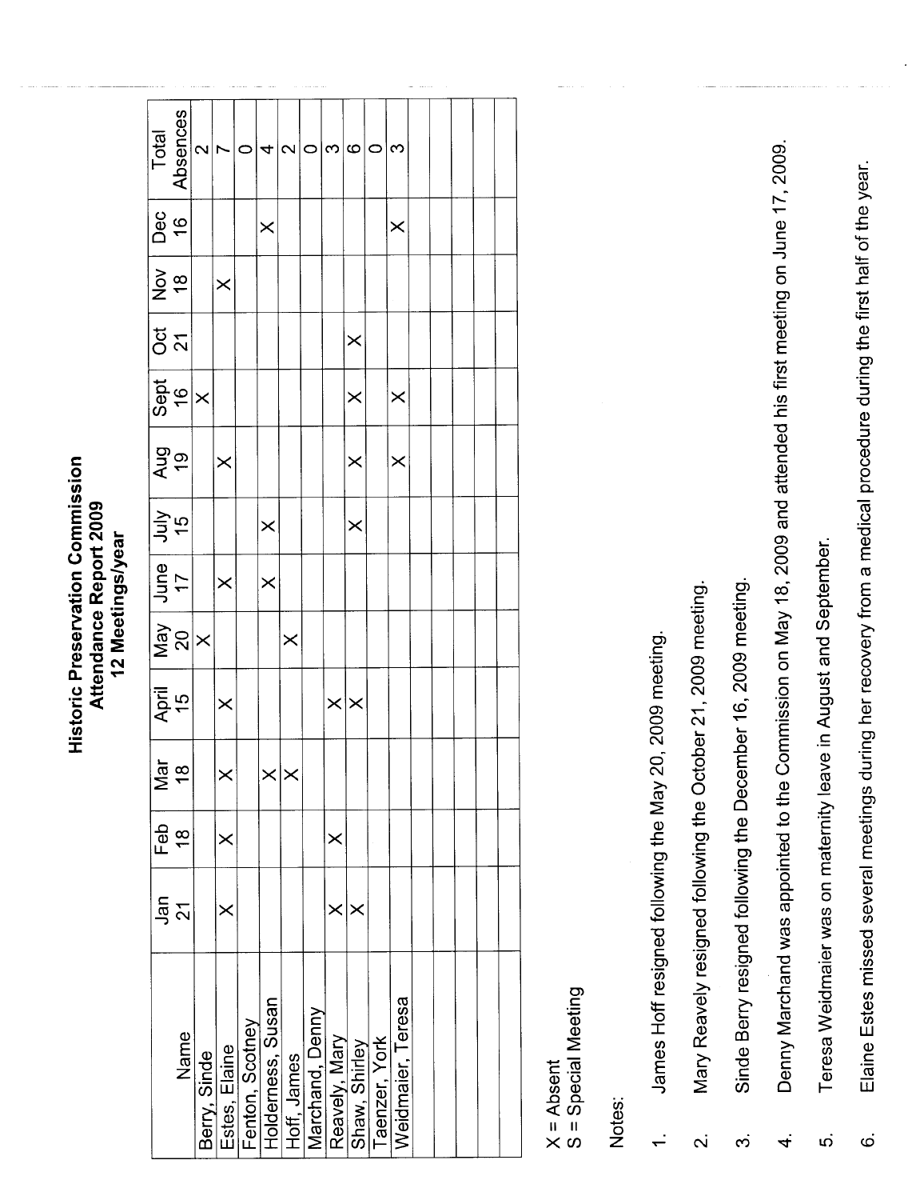# Historic Preservation Commission
## Attendance Report 2009
### 12 Meetings/year

| Name | Jan 21 | Feb 18 | Mar 18 | April 15 | May 20 | June 17 | July 15 | Aug 19 | Sept 16 | Oct 21 | Nov 18 | Dec 16 | Total Absences |
|---|---|---|---|---|---|---|---|---|---|---|---|---|---|
| Berry, Sinde | | | | | X | | | | X | | | | 2 |
| Estes, Elaine | X | X | X | X | | X | | X | | | X | | 7 |
| Fenton, Scotney | | | | | | | | | | | | | 0 |
| Holderness, Susan | | | X | | | X | X | | | | | X | 4 |
| Hoff, James | | | X | | X | | | | | | | | 2 |
| Marchand, Denny | | | | | | | | | | | | | 0 |
| Reavely, Mary | X | X | | X | | | | | | | | | 3 |
| Shaw, Shirley | X | | | X | | | X | X | X | X | | | 6 |
| Taenzer, York | | | | | | | | | | | | | 0 |
| Weidmaier, Teresa | | | | | | | | X | X | | | X | 3 |
| | | | | | | | | | | | | | |
| | | | | | | | | | | | | | |
| | | | | | | | | | | | | | |
| | | | | | | | | | | | | | |
| | | | | | | | | | | | | | |

X = Absent
S = Special Meeting

Notes:

1. James Hoff resigned following the May 20, 2009 meeting.
2. Mary Reavely resigned following the October 21, 2009 meeting.
3. Sinde Berry resigned following the December 16, 2009 meeting.
4. Denny Marchand was appointed to the Commission on May 18, 2009 and attended his first meeting on June 17, 2009.
5. Teresa Weidmaier was on maternity leave in August and September.
6. Elaine Estes missed several meetings during her recovery from a medical procedure during the first half of the year.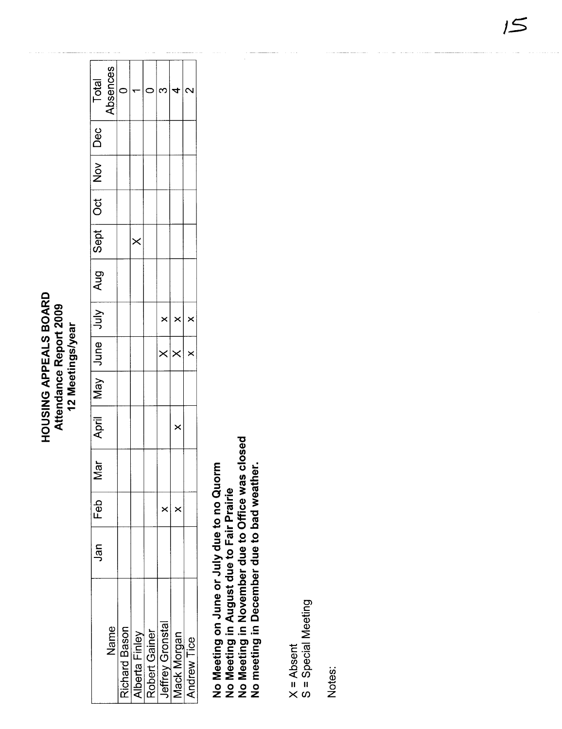# HOUSING APPEALS BOARD

**Attendance Report 2009**

**12 Meetings/year**

| Name | Jan | Feb | Mar | April | May | June | July | Aug | Sept | Oct | Nov | Dec | Total Absences |
|---|---|---|---|---|---|---|---|---|---|---|---|---|---|
| Richard Bason | | | | | | | | | | | | | 0 |
| Alberta Finley | | | | | | | | | X | | | | 1 |
| Robert Gainer | | | | | | | | | | | | | 0 |
| Jeffrey Gronstal | | x | | | | X | x | | | | | | 3 |
| Mack Morgan | | x | | x | | X | x | | | | | | 4 |
| Andrew Tice | | | | | | x | x | | | | | | 2 |

**No Meeting on June or July due to no Quorm**
**No Meeting in August due to Fair Prairie**
**No Meeting in November due to Office was closed**
**No meeting in December due to bad weather.**

X = Absent
S = Special Meeting

Notes: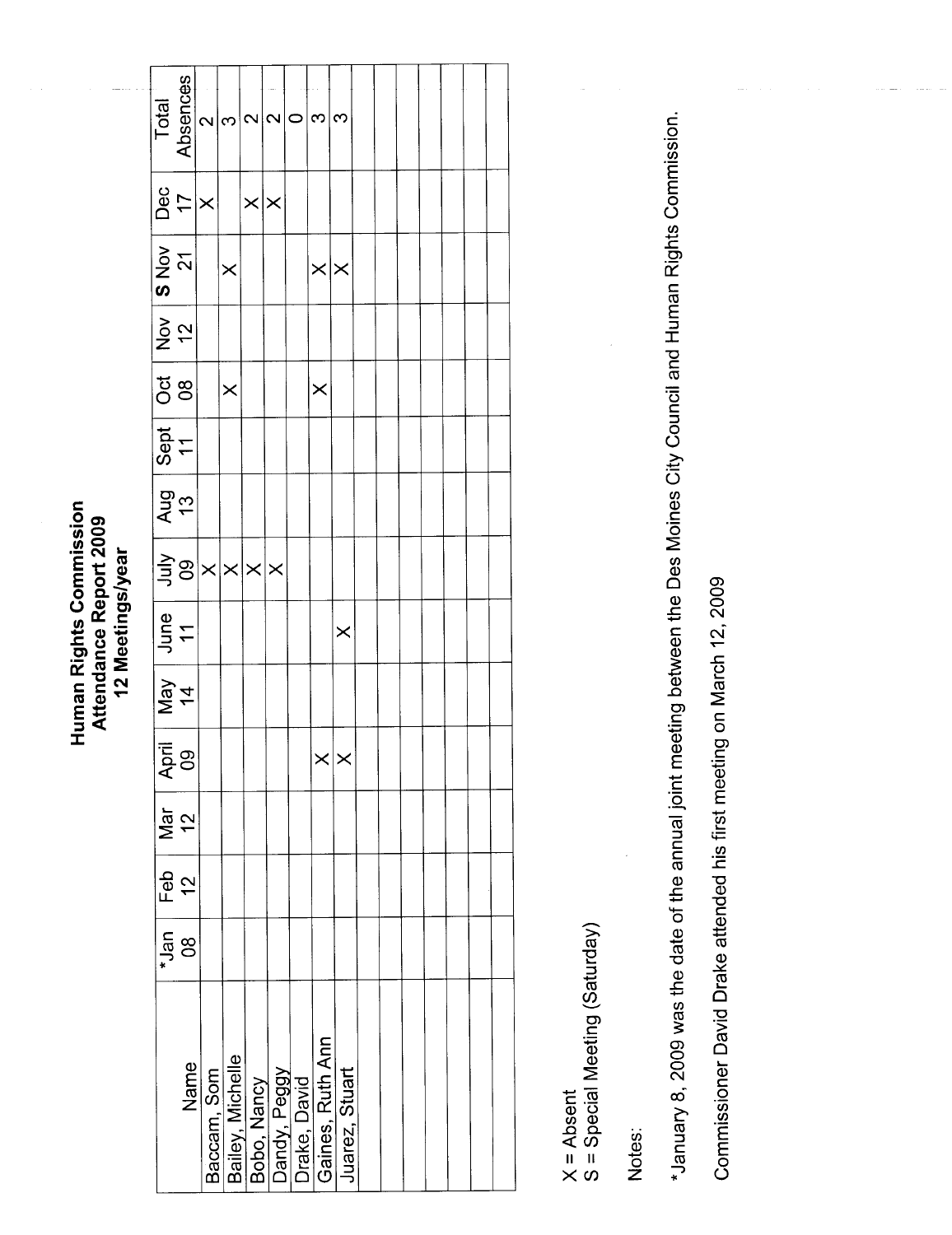# Human Rights Commission
## Attendance Report 2009
### 12 Meetings/year

| Name | *Jan 08 | Feb 12 | Mar 12 | April 09 | May 14 | June 11 | July 09 | Aug 13 | Sept 11 | Oct 08 | Nov 12 | **S** Nov 21 | Dec 17 | Total Absences |
|---|---|---|---|---|---|---|---|---|---|---|---|---|---|---|
| Baccam, Som | | | | | | | X | | | | | | X | 2 |
| Bailey, Michelle | | | | | | | X | | | X | | X | | 3 |
| Bobo, Nancy | | | | | | | X | | | | | | X | 2 |
| Dandy, Peggy | | | | | | | X | | | | | | X | 2 |
| Drake, David | | | | | | | | | | | | | | 0 |
| Gaines, Ruth Ann | | | | X | | | | | | X | | X | | 3 |
| Juarez, Stuart | | | | X | | X | | | | | | X | | 3 |

X = Absent
S = Special Meeting (Saturday)

Notes:

*January 8, 2009 was the date of the annual joint meeting between the Des Moines City Council and Human Rights Commission.

Commissioner David Drake attended his first meeting on March 12, 2009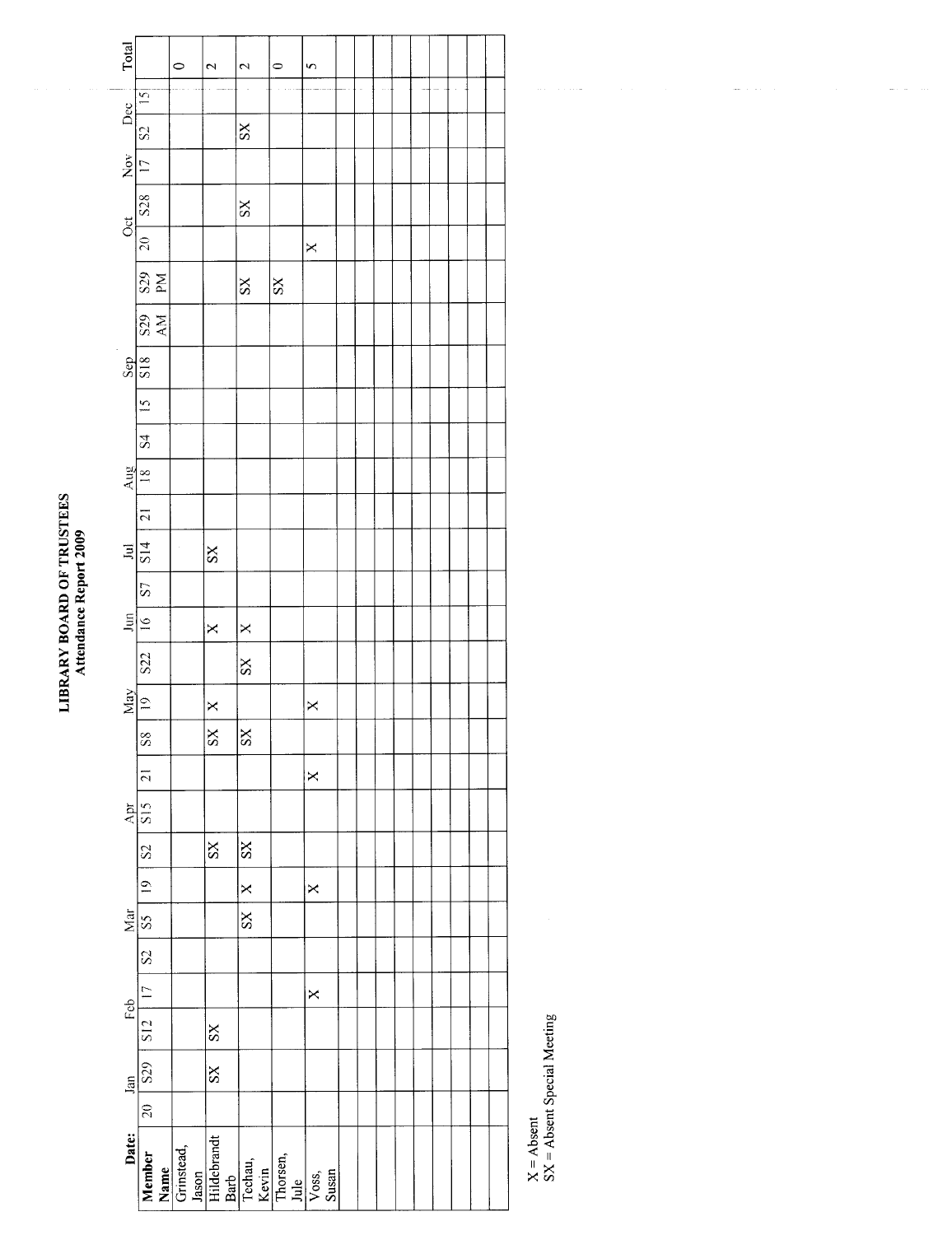# LIBRARY BOARD OF TRUSTEES
## Attendance Report 2009

| Date: | Jan | | Feb | | Mar | | | Apr | | | May | | | Jun | Jul | | | Aug | Sep | | | | | Oct | | Nov | Dec | | Total |
|---|---|---|---|---|---|---|---|---|---|---|---|---|---|---|---|---|---|---|---|---|---|---|---|---|---|---|---|---|---|
| **Member Name** | 20 | S29 | S12 | 17 | S2 | S5 | 19 | S2 | S15 | 21 | S8 | 19 | S22 | 16 | S7 | S14 | 21 | 18 | S4 | 15 | S18 | S29 AM | S29 PM | 20 | S28 | 17 | S2 | 15 | |
| Grinstead, Jason | | | | | | | | | | | | | | | | | | | | | | | | | | | | | 0 |
| Hildebrandt Barb | | SX | SX | | | | | SX | | | SX | X | | X | | SX | | | | | | | | | | | | | 2 |
| Techau, Kevin | | | | | | SX | X | SX | | | SX | | SX | X | | | | | | | | | SX | | SX | | SX | | 2 |
| Thorsen, Jule | | | | | | | | | | | | | | | | | | | | | | | SX | | | | | | 0 |
| Voss, Susan | | | | X | | | X | | | X | | X | | | | | | | | | | | | X | | | | | 5 |

X = Absent
SX = Absent Special Meeting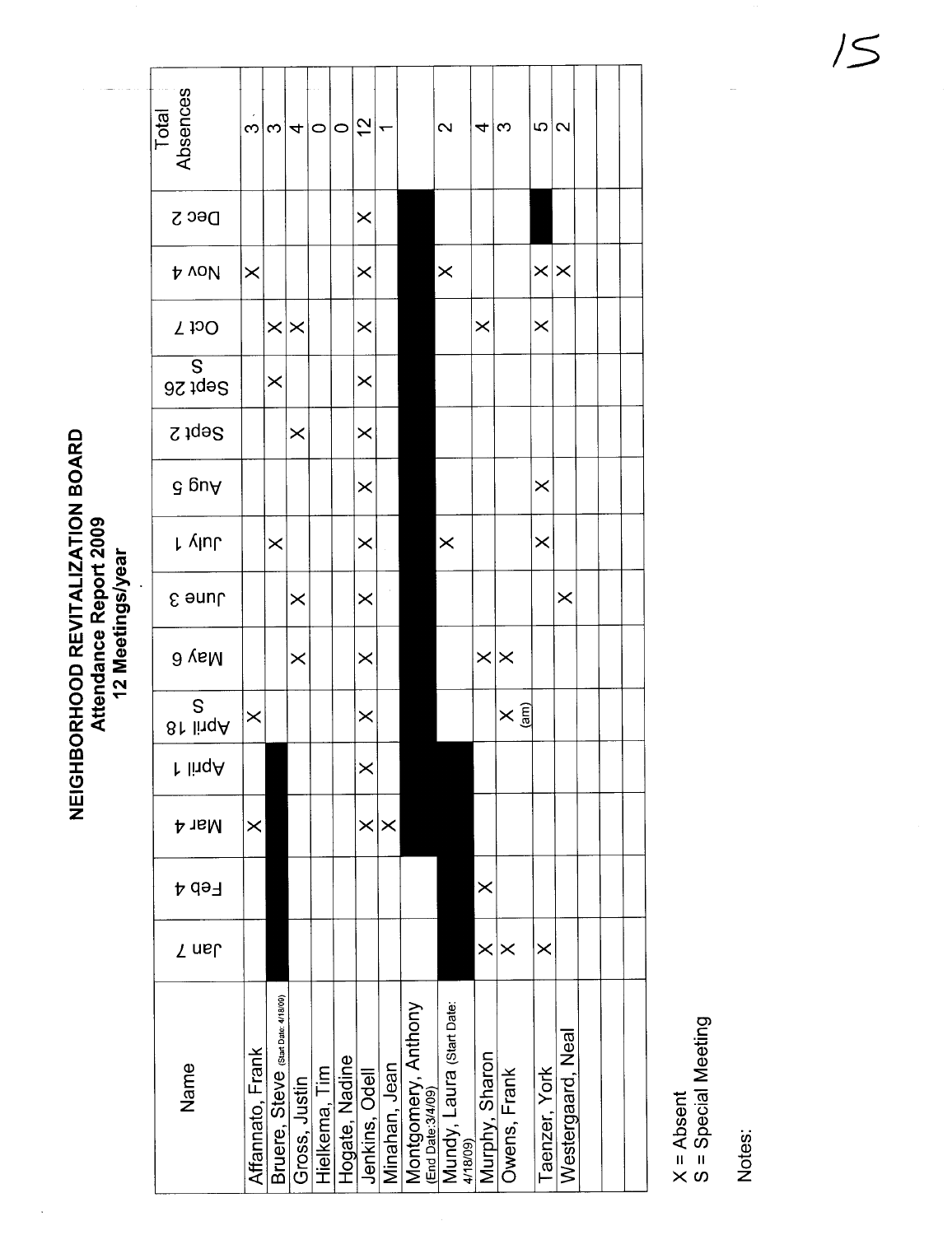# NEIGHBORHOOD REVITALIZATION BOARD

## Attendance Report 2009

### 12 Meetings/year

| Name | Jan 7 | Feb 4 | Mar 4 | April 1 | April 18 S | May 6 | June 3 | July 1 | Aug 5 | Sept 2 | Sept 26 S | Oct 7 | Nov 4 | Dec 2 | Total Absences |
|---|---|---|---|---|---|---|---|---|---|---|---|---|---|---|---|
| Affannato, Frank | | | X | | X | | | | | | | | X | | 3 |
| Bruere, Steve (Start Date: 4/18/09) | ■ | ■ | ■ | ■ | | | | X | | | X | X | | | 3 |
| Gross, Justin | | | | | | X | X | | | X | | X | | | 4 |
| Hielkema, Tim | | | | | | | | | | | | | | | 0 |
| Hogate, Nadine | | | | | | | | | | | | | | | 0 |
| Jenkins, Odell | | | X | X | X | X | X | X | X | X | X | X | X | X | 12 |
| Minahan, Jean | | | X | | | | | | | | | | | | 1 |
| Montgomery, Anthony (End Date: 3/4/09) | | | ■ | ■ | ■ | ■ | ■ | ■ | ■ | ■ | ■ | ■ | ■ | ■ | |
| Mundy, Laura (Start Date: 4/18/09) | ■ | ■ | ■ | ■ | | | | X | | | | | X | | 2 |
| Murphy, Sharon | X | X | | | | X | | | | | | X | | | 4 |
| Owens, Frank | X | | | | X (am) | X | | | | | | | | | 3 |
| Taenzer, York | X | | | | | | | X | X | | | X | X | ■ | 5 |
| Westergaard, Neal | | | | | | | X | | | | | | X | | 2 |
| | | | | | | | | | | | | | | | |
| | | | | | | | | | | | | | | | |
| | | | | | | | | | | | | | | | |

X = Absent
S = Special Meeting

Notes: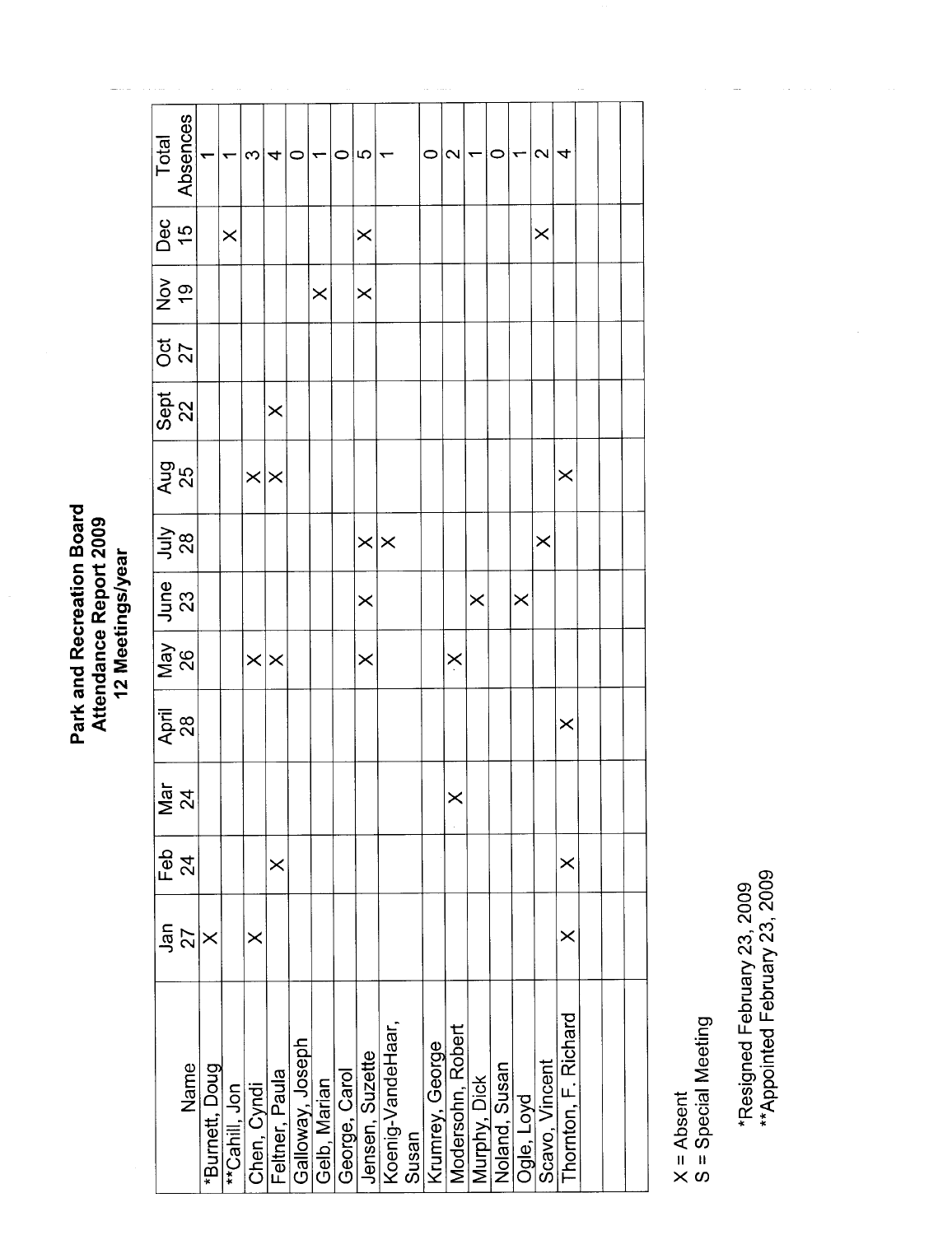# Park and Recreation Board
## Attendance Report 2009
### 12 Meetings/year

| Name | Jan 27 | Feb 24 | Mar 24 | April 28 | May 26 | June 23 | July 28 | Aug 25 | Sept 22 | Oct 27 | Nov 19 | Dec 15 | Total Absences |
|---|---|---|---|---|---|---|---|---|---|---|---|---|---|
| *Burnett, Doug | X | | | | | | | | | | | | 1 |
| **Cahill, Jon | | | | | | | | | | | | X | 1 |
| Chen, Cyndi | X | | | | X | | | X | | | | | 3 |
| Feltner, Paula | | X | | | X | | | X | X | | | | 4 |
| Galloway, Joseph | | | | | | | | | | | | | 0 |
| Gelb, Marian | | | | | | | | | | | X | | 1 |
| George, Carol | | | | | | | | | | | | | 0 |
| Jensen, Suzette | | | | | X | X | X | | | | X | X | 5 |
| Koenig-VandeHaar, Susan | | | | | | | X | | | | | | 1 |
| Krumrey, George | | | | | | | | | | | | | 0 |
| Modersohn, Robert | | | X | | X | | | | | | | | 2 |
| Murphy, Dick | | | | | | X | | | | | | | 1 |
| Noland, Susan | | | | | | | | | | | | | 0 |
| Ogle, Loyd | | | | | | X | | | | | | | 1 |
| Scavo, Vincent | | | | | | | X | | | | | X | 2 |
| Thornton, F. Richard | X | X | | X | | | | X | | | | | 4 |
| | | | | | | | | | | | | | |
| | | | | | | | | | | | | | |
| | | | | | | | | | | | | | |

X = Absent
S = Special Meeting

*Resigned February 23, 2009
**Appointed February 23, 2009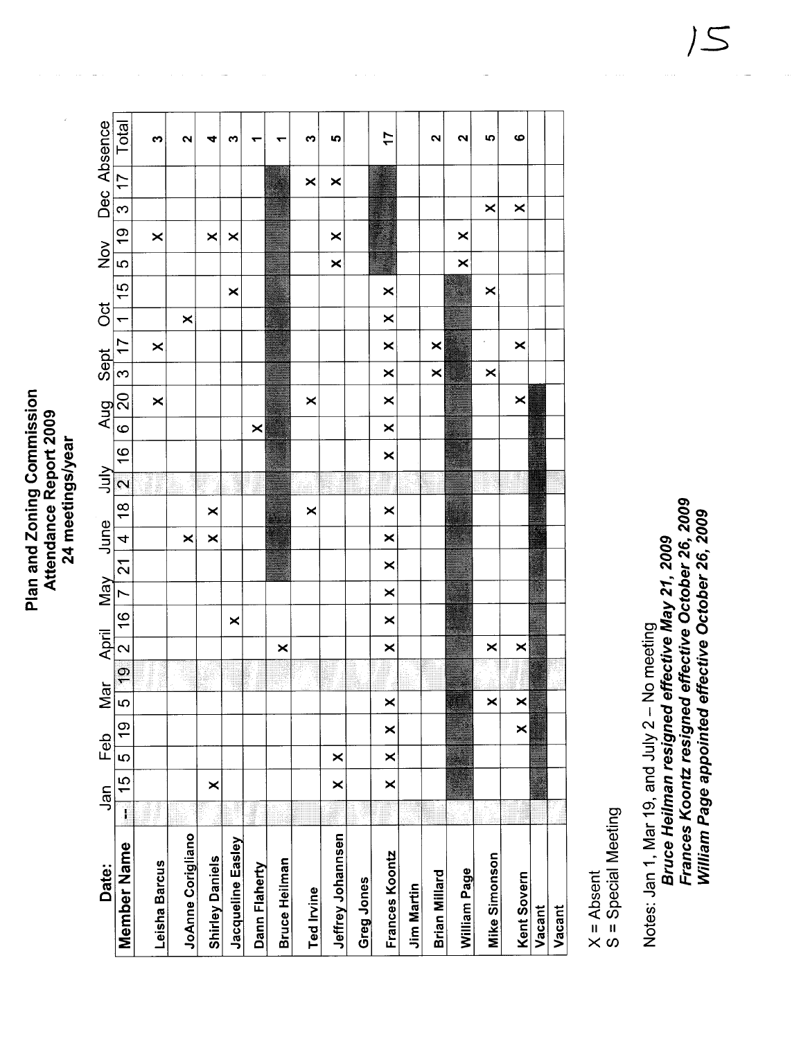# Plan and Zoning Commission
## Attendance Report 2009
### 24 meetings/year

| Date: | Jan | | Feb | | Mar | | April | | May | | June | | July | | Aug | | Sept | | Oct | | Nov | | Dec | | Absence |
|---|---|---|---|---|---|---|---|---|---|---|---|---|---|---|---|---|---|---|---|---|---|---|---|---|---|
| Member Name | -- | 15 | 5 | 19 | 5 | 19 | 2 | 16 | 7 | 21 | 4 | 18 | 2 | 16 | 6 | 20 | 3 | 17 | 1 | 15 | 5 | 19 | 3 | 17 | Total |
| Leisha Barcus | | | | | | | | | | | | | | | | X | | X | | | | X | | | 3 |
| JoAnne Corigliano | | | | | | | | | | | X | | | | | | | | X | | | | | | 2 |
| Shirley Daniels | | X | | | | | | | | | X | X | | | | | | | | | | X | | | 4 |
| Jacqueline Easley | | | | | | | | X | | | | | | | | | | | | X | | X | | | 3 |
| Dann Flaherty | | | | | | | | | | | | | | | X | | | | | | | | | | 1 |
| Bruce Heilman | | | | | | | X | | | | | | | | | | | | | | | | | | 1 |
| Ted Irvine | | | | | | | | | | | | X | | | | X | | | | | | | | X | 3 |
| Jeffrey Johannsen | | X | X | | | | | | | | | | | | | | | | | | X | X | | X | 5 |
| Greg Jones | | | | | | | | | | | | | | | | | | | | | | | | | |
| Frances Koontz | | X | X | X | X | | X | X | X | X | X | X | | X | X | X | X | X | X | X | | | | | 17 |
| Jim Martin | | | | | | | | | | | | | | | | | | | | | | | | | |
| Brian Millard | | | | | | | | | | | | | | | | | X | X | | | | | | | 2 |
| William Page | | | | | | | | | | | | | | | | | | | | | X | X | | | 2 |
| Mike Simonson | | | | | X | | X | | | | | | | | | | X | | | X | | | X | | 5 |
| Kent Sovern | | | | X | X | | X | | | | | | | | | X | | X | | | | | X | | 6 |
| Vacant | | | | | | | | | | | | | | | | | | | | | | | | | |
| Vacant | | | | | | | | | | | | | | | | | | | | | | | | | |

X = Absent
S = Special Meeting

Notes: Jan 1, Mar 19, and July 2 – No meeting

***Bruce Heilman resigned effective May 21, 2009***

***Frances Koontz resigned effective October 26, 2009***

***William Page appointed effective October 26, 2009***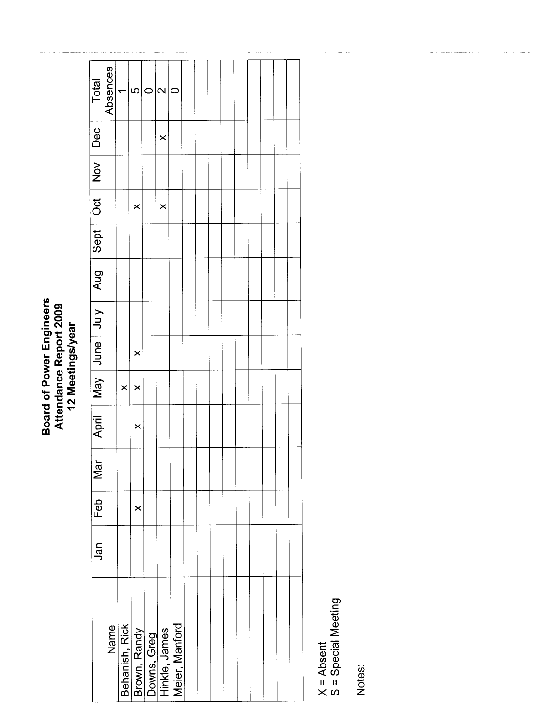# Board of Power Engineers
## Attendance Report 2009
### 12 Meetings/year

| Name | Jan | Feb | Mar | April | May | June | July | Aug | Sept | Oct | Nov | Dec | Total Absences |
|---|---|---|---|---|---|---|---|---|---|---|---|---|---|
| Behanish, Rick | | | | | x | | | | | | | | 1 |
| Brown, Randy | | x | | x | x | x | | | | x | | | 5 |
| Downs, Greg | | | | | | | | | | | | | 0 |
| Hinkle, James | | | | | | | | | | x | | x | 2 |
| Meier, Manford | | | | | | | | | | | | | 0 |
| | | | | | | | | | | | | | |
| | | | | | | | | | | | | | |
| | | | | | | | | | | | | | |
| | | | | | | | | | | | | | |
| | | | | | | | | | | | | | |
| | | | | | | | | | | | | | |
| | | | | | | | | | | | | | |

X = Absent
S = Special Meeting

Notes: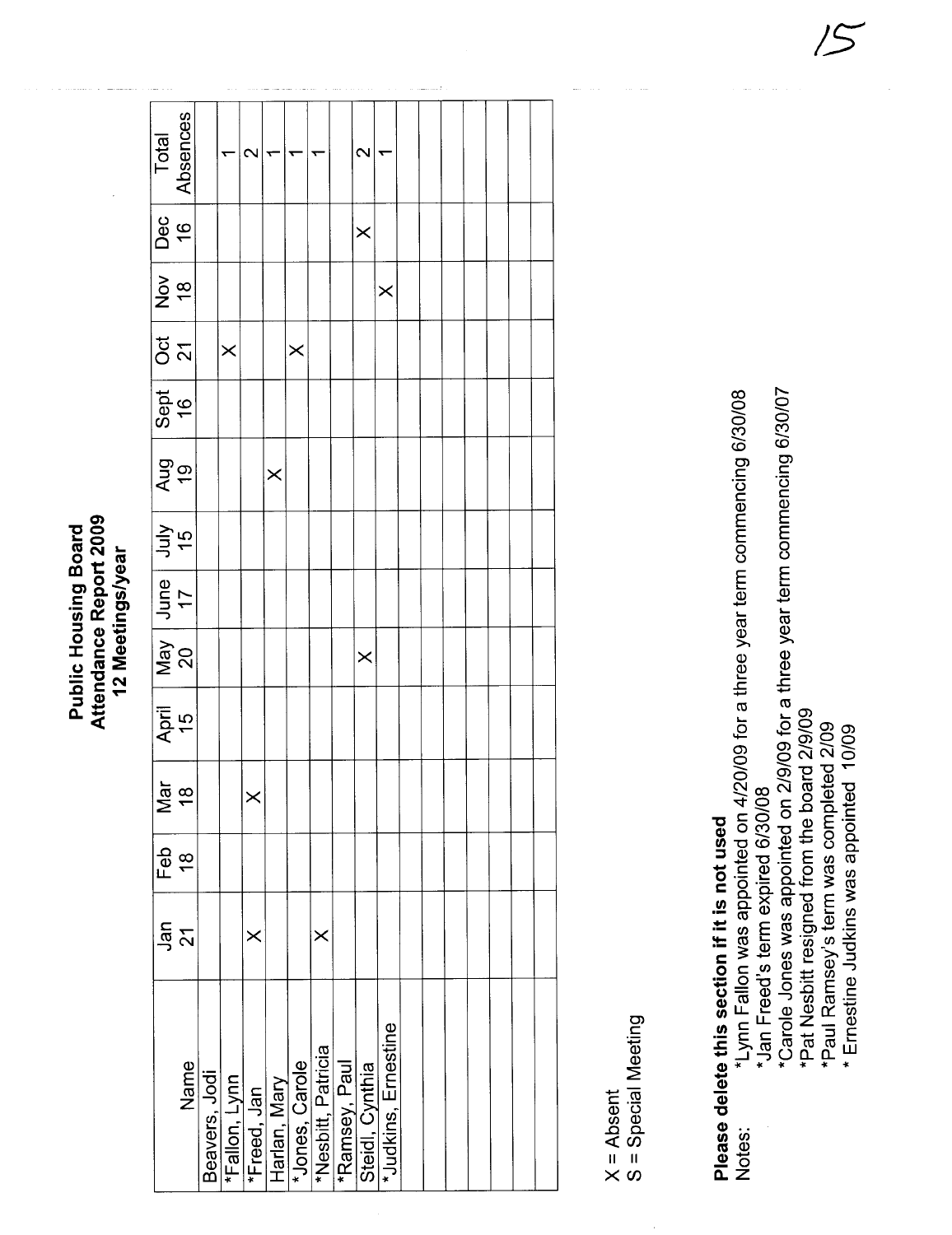**Public Housing Board**
**Attendance Report 2009**
**12 Meetings/year**

| Name | Jan 21 | Feb 18 | Mar 18 | April 15 | May 20 | June 17 | July 15 | Aug 19 | Sept 16 | Oct 21 | Nov 18 | Dec 16 | Total Absences |
|---|---|---|---|---|---|---|---|---|---|---|---|---|---|
| Beavers, Jodi | | | | | | | | | | | | | |
| *Fallon, Lynn | | | | | | | | | | X | | | 1 |
| *Freed, Jan | X | | X | | | | | | | | | | 2 |
| Harlan, Mary | | | | | | | | X | | | | | 1 |
| *Jones, Carole | | | | | | | | | | X | | | 1 |
| *Nesbitt, Patricia | X | | | | | | | | | | | | 1 |
| *Ramsey, Paul | | | | | | | | | | | | | |
| Steidl, Cynthia | | | | | X | | | | | | | X | 2 |
| *Judkins, Ernestine | | | | | | | | | | | X | | 1 |
| | | | | | | | | | | | | | |
| | | | | | | | | | | | | | |
| | | | | | | | | | | | | | |
| | | | | | | | | | | | | | |
| | | | | | | | | | | | | | |
| | | | | | | | | | | | | | |

X = Absent
S = Special Meeting

**Please delete this section if it is not used**

Notes:
*Lynn Fallon was appointed on 4/20/09 for a three year term commencing 6/30/08
*Jan Freed's term expired 6/30/08
*Carole Jones was appointed on 2/9/09 for a three year term commencing 6/30/07
*Pat Nesbitt resigned from the board 2/9/09
*Paul Ramsey's term was completed 2/09
* Ernestine Judkins was appointed 10/09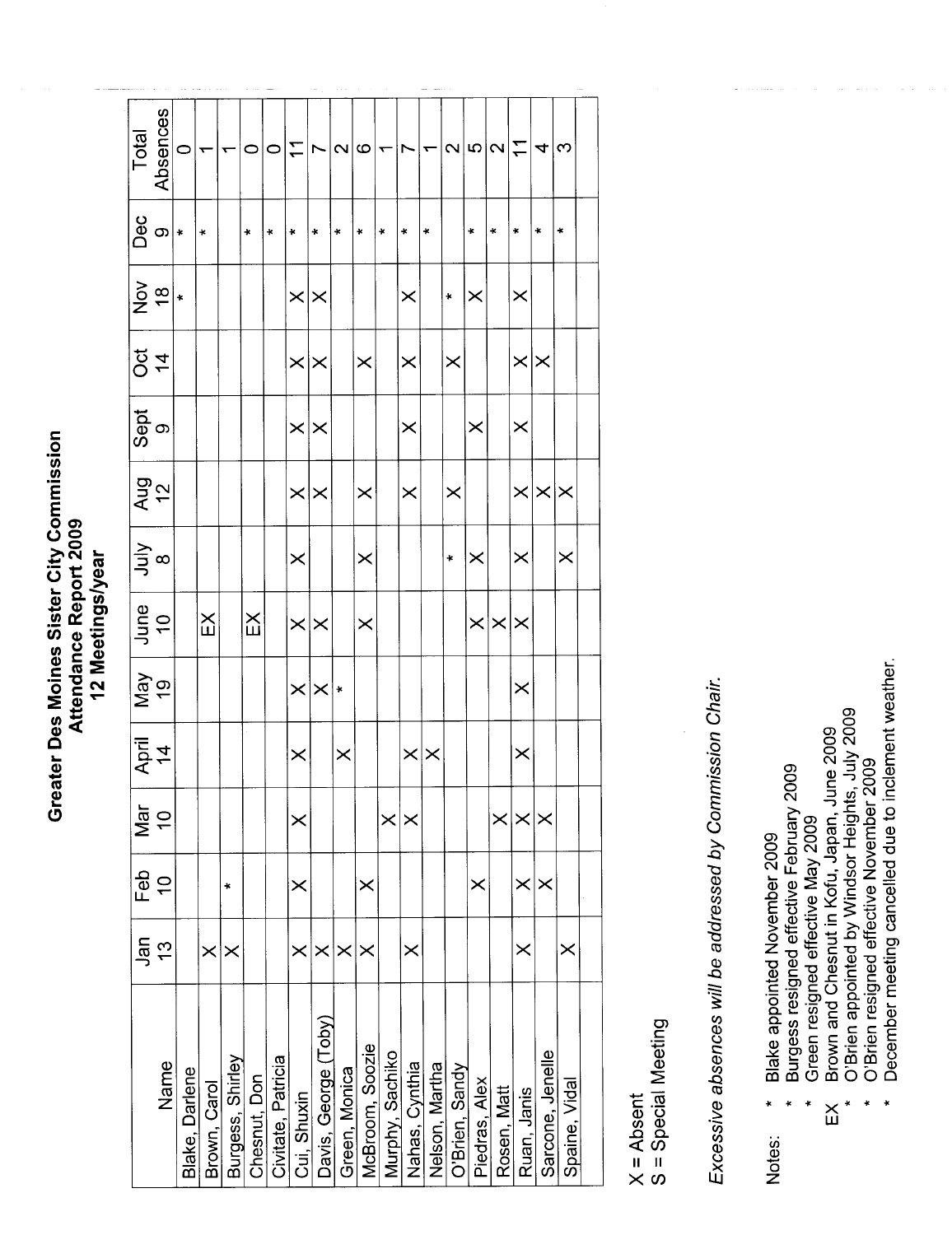# Greater Des Moines Sister City Commission
## Attendance Report 2009
### 12 Meetings/year

| Name | Jan 13 | Feb 10 | Mar 10 | April 14 | May 19 | June 10 | July 8 | Aug 12 | Sept 9 | Oct 14 | Nov 18 | Dec 9 | Total Absences |
|---|---|---|---|---|---|---|---|---|---|---|---|---|---|
| Blake, Darlene | | | | | | | | | | | * | * | 0 |
| Brown, Carol | X | | | | | EX | | | | | | * | 1 |
| Burgess, Shirley | X | * | | | | | | | | | | | 1 |
| Chesnut, Don | | | | | | EX | | | | | | * | 0 |
| Civitate, Patricia | | | | | | | | | | | | * | 0 |
| Cui, Shuxin | X | X | X | X | X | X | X | X | X | X | X | * | 11 |
| Davis, George (Toby) | X | | | | X | X | | X | X | X | X | * | 7 |
| Green, Monica | X | | | X | * | | | | | | | * | 2 |
| McBroom, Soozie | X | X | | | | X | X | X | | X | | * | 6 |
| Murphy, Sachiko | | | X | | | | | | | | | * | 1 |
| Nahas, Cynthia | X | | X | X | | | | X | X | X | X | * | 7 |
| Nelson, Martha | | | | X | | | | | | | | * | 1 |
| O'Brien, Sandy | | | | | | | * | X | | X | * | | 2 |
| Piedras, Alex | | X | | | | X | X | | X | | X | * | 5 |
| Rosen, Matt | | | X | | | X | | | | | | * | 2 |
| Ruan, Janis | X | X | X | X | X | X | X | X | X | X | X | * | 11 |
| Sarcone, Jenelle | | X | X | | | | | X | | X | | * | 4 |
| Spaine, Vidal | X | | | | | | X | X | | | | * | 3 |
| | | | | | | | | | | | | | |

X = Absent
S = Special Meeting

*Excessive absences will be addressed by Commission Chair.*

Notes:
- \* Blake appointed November 2009
- \* Burgess resigned effective February 2009
- \* Green resigned effective May 2009
- EX Brown and Chesnut in Kofu, Japan, June 2009
- \* O'Brien appointed by Windsor Heights, July 2009
- \* O'Brien resigned effective November 2009
- \* December meeting cancelled due to inclement weather.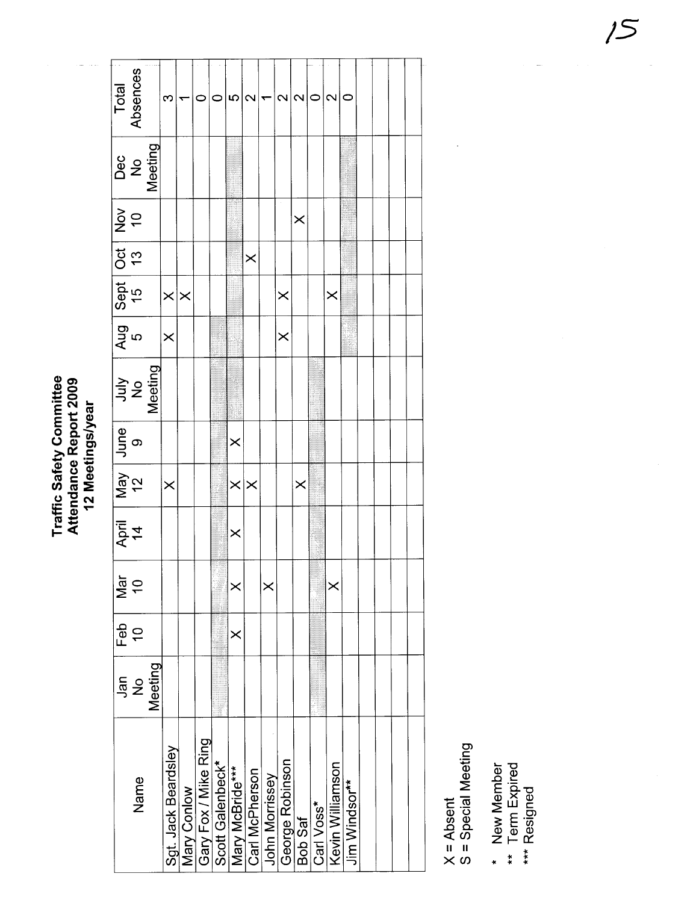**Traffic Safety Committee**
**Attendance Report 2009**
**12 Meetings/year**

| Name | Jan No Meeting | Feb 10 | Mar 10 | April 14 | May 12 | June 9 | July No Meeting | Aug 5 | Sept 15 | Oct 13 | Nov 10 | Dec No Meeting | Total Absences |
|---|---|---|---|---|---|---|---|---|---|---|---|---|---|
| Sgt. Jack Beardsley | | | | | X | | | X | X | | | | 3 |
| Mary Conlow | | | | | | | | | X | | | | 1 |
| Gary Fox / Mike Ring | | | | | | | | | | | | | 0 |
| Scott Galenbeck* | | | | | | | | | | | | | 0 |
| Mary McBride*** | | X | X | X | X | X | | | | | | | 5 |
| Carl McPherson | | | | | X | | | | | X | | | 2 |
| John Morrissey | | | X | | | | | | | | | | 1 |
| George Robinson | | | | | | | | X | X | | | | 2 |
| Bob Saf | | | | | X | | | | | | X | | 2 |
| Carl Voss* | | | | | | | | | | | | | 0 |
| Kevin Williamson | | | X | | | | | | X | | | | 2 |
| Jim Windsor** | | | | | | | | | | | | | 0 |

X = Absent
S = Special Meeting

\* New Member
\** Term Expired
\*** Resigned